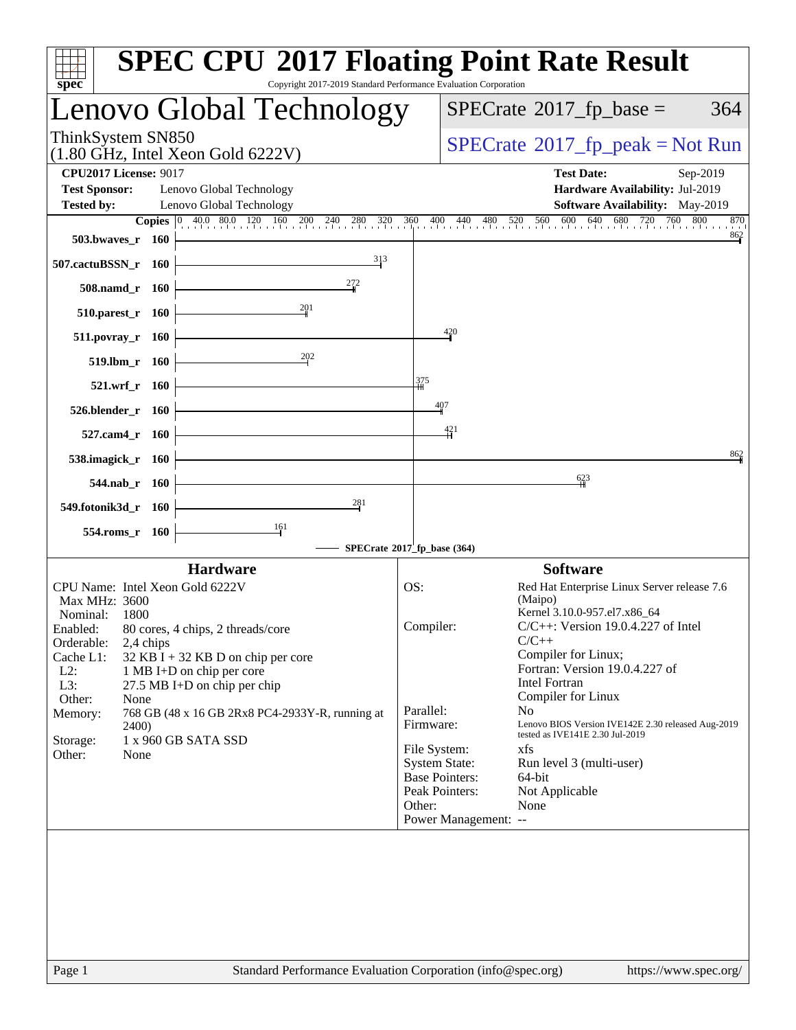# SPEC CPU 2017 Floating Point Rate Result

Copyright 2017-2019 Standard Performance Evaluation Corporation

## Lenovo Global Technology

ThinkSystem SN850
(1.80 GHz, Intel Xeon Gold 6222V)

SPECrate 2017_fp_base = 364

SPECrate 2017_fp_peak = Not Run

**CPU2017 License:** 9017
**Test Sponsor:** Lenovo Global Technology
**Tested by:** Lenovo Global Technology

**Test Date:** Sep-2019
**Hardware Availability:** Jul-2019
**Software Availability:** May-2019

Copies 0 40.0 80.0 120 160 200 240 280 320 360 400 440 480 520 560 600 640 680 720 760 800 870

503.bwaves_r 160 862
507.cactuBSSN_r 160 313
508.namd_r 160 272
510.parest_r 160 201
511.povray_r 160 420
519.lbm_r 160 202
521.wrf_r 160 375
526.blender_r 160 407
527.cam4_r 160 421
538.imagick_r 160 862
544.nab_r 160 623
549.fotonik3d_r 160 281
554.roms_r 160 161

SPECrate 2017_fp_base (364)

### Hardware

| | |
|---|---|
| CPU Name: | Intel Xeon Gold 6222V |
| Max MHz: | 3600 |
| Nominal: | 1800 |
| Enabled: | 80 cores, 4 chips, 2 threads/core |
| Orderable: | 2,4 chips |
| Cache L1: | 32 KB I + 32 KB D on chip per core |
| L2: | 1 MB I+D on chip per core |
| L3: | 27.5 MB I+D on chip per chip |
| Other: | None |
| Memory: | 768 GB (48 x 16 GB 2Rx8 PC4-2933Y-R, running at 2400) |
| Storage: | 1 x 960 GB SATA SSD |
| Other: | None |

### Software

| | |
|---|---|
| OS: | Red Hat Enterprise Linux Server release 7.6 (Maipo) Kernel 3.10.0-957.el7.x86_64 |
| Compiler: | C/C++: Version 19.0.4.227 of Intel C/C++ Compiler for Linux; Fortran: Version 19.0.4.227 of Intel Fortran Compiler for Linux |
| Parallel: | No |
| Firmware: | Lenovo BIOS Version IVE142E 2.30 released Aug-2019 tested as IVE141E 2.30 Jul-2019 |
| File System: | xfs |
| System State: | Run level 3 (multi-user) |
| Base Pointers: | 64-bit |
| Peak Pointers: | Not Applicable |
| Other: | None |
| Power Management: | -- |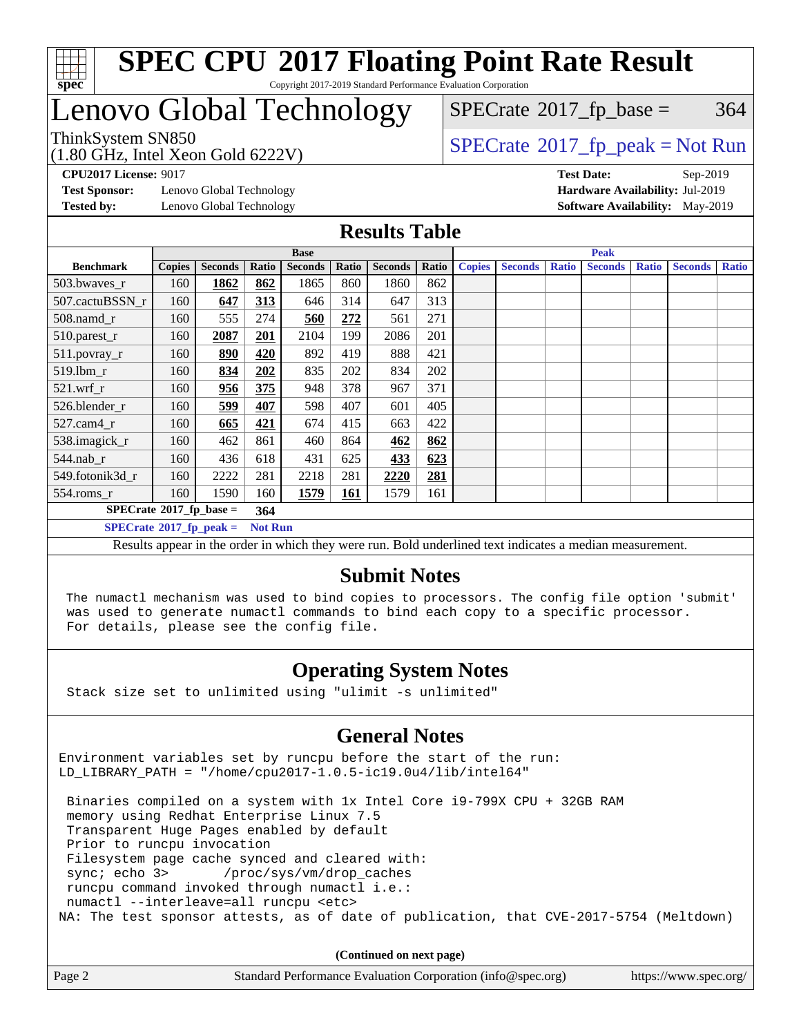# SPEC CPU 2017 Floating Point Rate Result

Copyright 2017-2019 Standard Performance Evaluation Corporation

## Lenovo Global Technology

ThinkSystem SN850
(1.80 GHz, Intel Xeon Gold 6222V)

SPECrate 2017_fp_base = 364

SPECrate 2017_fp_peak = Not Run

**CPU2017 License:** 9017
**Test Sponsor:** Lenovo Global Technology
**Tested by:** Lenovo Global Technology

**Test Date:** Sep-2019
**Hardware Availability:** Jul-2019
**Software Availability:** May-2019

## Results Table

| | Base | | | | | | | Peak | | | | | | |
|---|---|---|---|---|---|---|---|---|---|---|---|---|---|---|
| Benchmark | Copies | Seconds | Ratio | Seconds | Ratio | Seconds | Ratio | Copies | Seconds | Ratio | Seconds | Ratio | Seconds | Ratio |
| 503.bwaves_r | 160 | **1862** | **862** | 1865 | 860 | 1860 | 862 | | | | | | | |
| 507.cactuBSSN_r | 160 | **647** | **313** | 646 | 314 | 647 | 313 | | | | | | | |
| 508.namd_r | 160 | 555 | 274 | **560** | **272** | 561 | 271 | | | | | | | |
| 510.parest_r | 160 | **2087** | **201** | 2104 | 199 | 2086 | 201 | | | | | | | |
| 511.povray_r | 160 | **890** | **420** | 892 | 419 | 888 | 421 | | | | | | | |
| 519.lbm_r | 160 | **834** | **202** | 835 | 202 | 834 | 202 | | | | | | | |
| 521.wrf_r | 160 | **956** | **375** | 948 | 378 | 967 | 371 | | | | | | | |
| 526.blender_r | 160 | **599** | **407** | 598 | 407 | 601 | 405 | | | | | | | |
| 527.cam4_r | 160 | **665** | **421** | 674 | 415 | 663 | 422 | | | | | | | |
| 538.imagick_r | 160 | 462 | 861 | 460 | 864 | **462** | **862** | | | | | | | |
| 544.nab_r | 160 | 436 | 618 | 431 | 625 | **433** | **623** | | | | | | | |
| 549.fotonik3d_r | 160 | 2222 | 281 | 2218 | 281 | **2220** | **281** | | | | | | | |
| 554.roms_r | 160 | 1590 | 160 | **1579** | **161** | 1579 | 161 | | | | | | | |

**SPECrate 2017_fp_base = 364**

**SPECrate 2017_fp_peak = Not Run**

Results appear in the order in which they were run. Bold underlined text indicates a median measurement.

## Submit Notes

```
The numactl mechanism was used to bind copies to processors. The config file option 'submit'
was used to generate numactl commands to bind each copy to a specific processor.
For details, please see the config file.
```

## Operating System Notes

```
Stack size set to unlimited using "ulimit -s unlimited"
```

## General Notes

```
Environment variables set by runcpu before the start of the run:
LD_LIBRARY_PATH = "/home/cpu2017-1.0.5-ic19.0u4/lib/intel64"

 Binaries compiled on a system with 1x Intel Core i9-799X CPU + 32GB RAM
 memory using Redhat Enterprise Linux 7.5
 Transparent Huge Pages enabled by default
 Prior to runcpu invocation
 Filesystem page cache synced and cleared with:
 sync; echo 3>       /proc/sys/vm/drop_caches
 runcpu command invoked through numactl i.e.:
 numactl --interleave=all runcpu <etc>
NA: The test sponsor attests, as of date of publication, that CVE-2017-5754 (Meltdown)
```

(Continued on next page)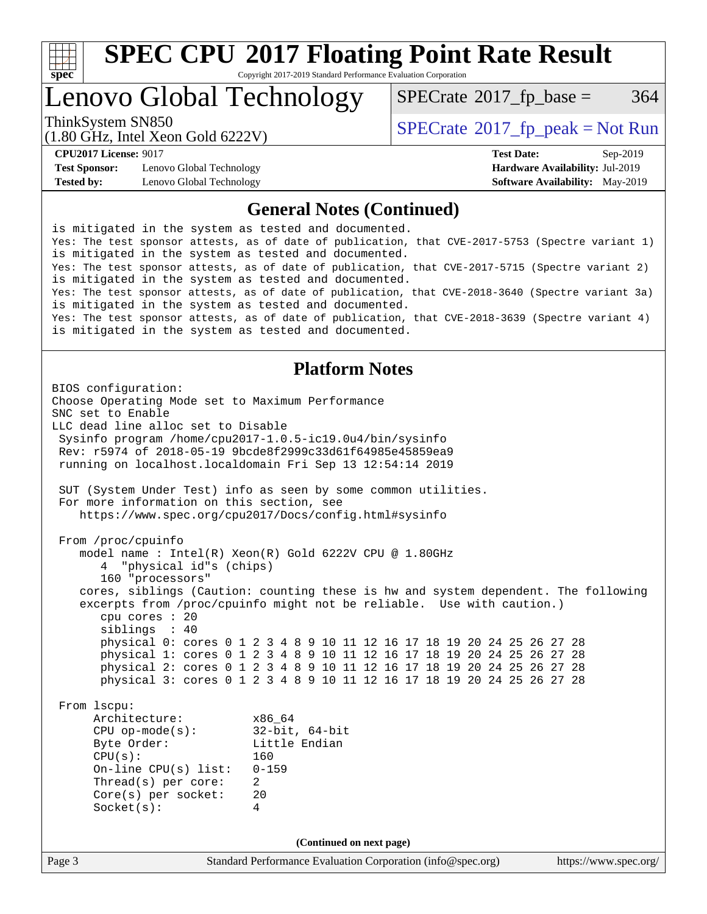# SPEC CPU 2017 Floating Point Rate Result

Copyright 2017-2019 Standard Performance Evaluation Corporation

# Lenovo Global Technology

ThinkSystem SN850
(1.80 GHz, Intel Xeon Gold 6222V)

SPECrate 2017_fp_base = 364

SPECrate 2017_fp_peak = Not Run

**CPU2017 License:** 9017
**Test Sponsor:** Lenovo Global Technology
**Tested by:** Lenovo Global Technology

**Test Date:** Sep-2019
**Hardware Availability:** Jul-2019
**Software Availability:** May-2019

## General Notes (Continued)

```
is mitigated in the system as tested and documented.
Yes: The test sponsor attests, as of date of publication, that CVE-2017-5753 (Spectre variant 1)
is mitigated in the system as tested and documented.
Yes: The test sponsor attests, as of date of publication, that CVE-2017-5715 (Spectre variant 2)
is mitigated in the system as tested and documented.
Yes: The test sponsor attests, as of date of publication, that CVE-2018-3640 (Spectre variant 3a)
is mitigated in the system as tested and documented.
Yes: The test sponsor attests, as of date of publication, that CVE-2018-3639 (Spectre variant 4)
is mitigated in the system as tested and documented.
```

## Platform Notes

```
BIOS configuration:
Choose Operating Mode set to Maximum Performance
SNC set to Enable
LLC dead line alloc set to Disable
 Sysinfo program /home/cpu2017-1.0.5-ic19.0u4/bin/sysinfo
 Rev: r5974 of 2018-05-19 9bcde8f2999c33d61f64985e45859ea9
 running on localhost.localdomain Fri Sep 13 12:54:14 2019

 SUT (System Under Test) info as seen by some common utilities.
 For more information on this section, see
    https://www.spec.org/cpu2017/Docs/config.html#sysinfo

 From /proc/cpuinfo
    model name : Intel(R) Xeon(R) Gold 6222V CPU @ 1.80GHz
       4  "physical id"s (chips)
       160 "processors"
    cores, siblings (Caution: counting these is hw and system dependent. The following
    excerpts from /proc/cpuinfo might not be reliable.  Use with caution.)
       cpu cores : 20
       siblings  : 40
       physical 0: cores 0 1 2 3 4 8 9 10 11 12 16 17 18 19 20 24 25 26 27 28
       physical 1: cores 0 1 2 3 4 8 9 10 11 12 16 17 18 19 20 24 25 26 27 28
       physical 2: cores 0 1 2 3 4 8 9 10 11 12 16 17 18 19 20 24 25 26 27 28
       physical 3: cores 0 1 2 3 4 8 9 10 11 12 16 17 18 19 20 24 25 26 27 28

 From lscpu:
      Architecture:          x86_64
      CPU op-mode(s):        32-bit, 64-bit
      Byte Order:            Little Endian
      CPU(s):                160
      On-line CPU(s) list:   0-159
      Thread(s) per core:    2
      Core(s) per socket:    20
      Socket(s):             4
```

(Continued on next page)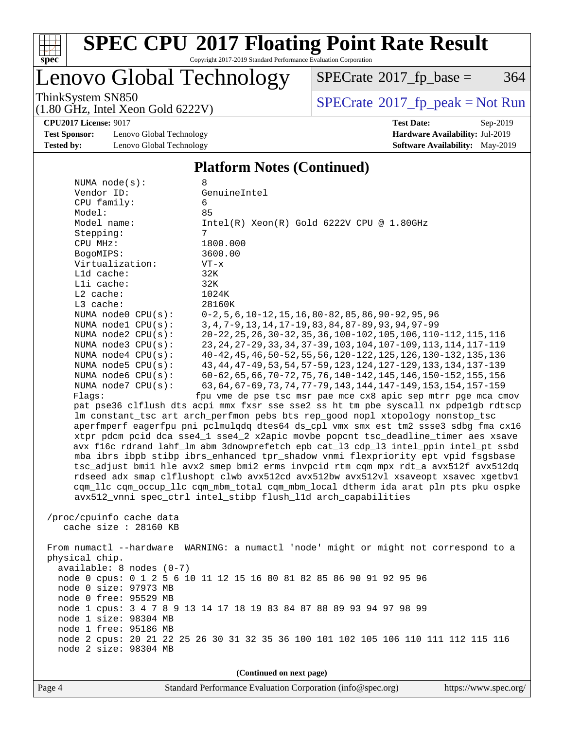# SPEC CPU 2017 Floating Point Rate Result

Copyright 2017-2019 Standard Performance Evaluation Corporation

## Lenovo Global Technology

ThinkSystem SN850
(1.80 GHz, Intel Xeon Gold 6222V)

SPECrate 2017_fp_base = 364

SPECrate 2017_fp_peak = Not Run

**CPU2017 License:** 9017
**Test Sponsor:** Lenovo Global Technology
**Tested by:** Lenovo Global Technology

**Test Date:** Sep-2019
**Hardware Availability:** Jul-2019
**Software Availability:** May-2019

### Platform Notes (Continued)

```
NUMA node(s):          8
Vendor ID:             GenuineIntel
CPU family:            6
Model:                 85
Model name:            Intel(R) Xeon(R) Gold 6222V CPU @ 1.80GHz
Stepping:              7
CPU MHz:               1800.000
BogoMIPS:              3600.00
Virtualization:        VT-x
L1d cache:             32K
L1i cache:             32K
L2 cache:              1024K
L3 cache:              28160K
NUMA node0 CPU(s):     0-2,5,6,10-12,15,16,80-82,85,86,90-92,95,96
NUMA node1 CPU(s):     3,4,7-9,13,14,17-19,83,84,87-89,93,94,97-99
NUMA node2 CPU(s):     20-22,25,26,30-32,35,36,100-102,105,106,110-112,115,116
NUMA node3 CPU(s):     23,24,27-29,33,34,37-39,103,104,107-109,113,114,117-119
NUMA node4 CPU(s):     40-42,45,46,50-52,55,56,120-122,125,126,130-132,135,136
NUMA node5 CPU(s):     43,44,47-49,53,54,57-59,123,124,127-129,133,134,137-139
NUMA node6 CPU(s):     60-62,65,66,70-72,75,76,140-142,145,146,150-152,155,156
NUMA node7 CPU(s):     63,64,67-69,73,74,77-79,143,144,147-149,153,154,157-159
Flags:                 fpu vme de pse tsc msr pae mce cx8 apic sep mtrr pge mca cmov
pat pse36 clflush dts acpi mmx fxsr sse sse2 ss ht tm pbe syscall nx pdpe1gb rdtscp
lm constant_tsc art arch_perfmon pebs bts rep_good nopl xtopology nonstop_tsc
aperfmperf eagerfpu pni pclmulqdq dtes64 ds_cpl vmx smx est tm2 ssse3 sdbg fma cx16
xtpr pdcm pcid dca sse4_1 sse4_2 x2apic movbe popcnt tsc_deadline_timer aes xsave
avx f16c rdrand lahf_lm abm 3dnowprefetch epb cat_l3 cdp_l3 intel_ppin intel_pt ssbd
mba ibrs ibpb stibp ibrs_enhanced tpr_shadow vnmi flexpriority ept vpid fsgsbase
tsc_adjust bmi1 hle avx2 smep bmi2 erms invpcid rtm cqm mpx rdt_a avx512f avx512dq
rdseed adx smap clflushopt clwb avx512cd avx512bw avx512vl xsaveopt xsavec xgetbv1
cqm_llc cqm_occup_llc cqm_mbm_total cqm_mbm_local dtherm ida arat pln pts pku ospke
avx512_vnni spec_ctrl intel_stibp flush_l1d arch_capabilities

/proc/cpuinfo cache data
   cache size : 28160 KB

From numactl --hardware  WARNING: a numactl 'node' might or might not correspond to a
physical chip.
  available: 8 nodes (0-7)
  node 0 cpus: 0 1 2 5 6 10 11 12 15 16 80 81 82 85 86 90 91 92 95 96
  node 0 size: 97973 MB
  node 0 free: 95529 MB
  node 1 cpus: 3 4 7 8 9 13 14 17 18 19 83 84 87 88 89 93 94 97 98 99
  node 1 size: 98304 MB
  node 1 free: 95186 MB
  node 2 cpus: 20 21 22 25 26 30 31 32 35 36 100 101 102 105 106 110 111 112 115 116
  node 2 size: 98304 MB
```

(Continued on next page)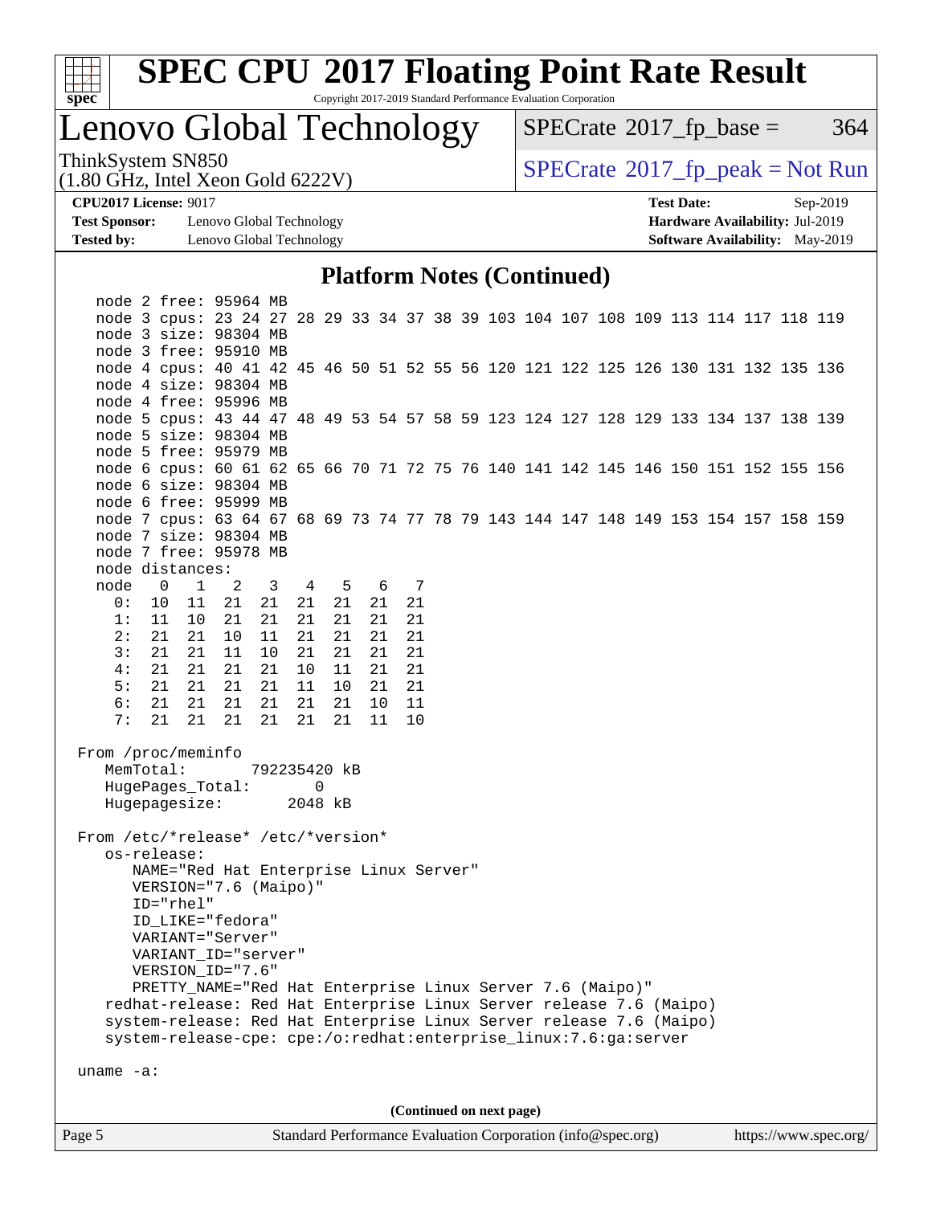## Platform Notes (Continued)

```
  node 2 free: 95964 MB
  node 3 cpus: 23 24 27 28 29 33 34 37 38 39 103 104 107 108 109 113 114 117 118 119
  node 3 size: 98304 MB
  node 3 free: 95910 MB
  node 4 cpus: 40 41 42 45 46 50 51 52 55 56 120 121 122 125 126 130 131 132 135 136
  node 4 size: 98304 MB
  node 4 free: 95996 MB
  node 5 cpus: 43 44 47 48 49 53 54 57 58 59 123 124 127 128 129 133 134 137 138 139
  node 5 size: 98304 MB
  node 5 free: 95979 MB
  node 6 cpus: 60 61 62 65 66 70 71 72 75 76 140 141 142 145 146 150 151 152 155 156
  node 6 size: 98304 MB
  node 6 free: 95999 MB
  node 7 cpus: 63 64 67 68 69 73 74 77 78 79 143 144 147 148 149 153 154 157 158 159
  node 7 size: 98304 MB
  node 7 free: 95978 MB
  node distances:
  node   0   1   2   3   4   5   6   7
    0:  10  11  21  21  21  21  21  21
    1:  11  10  21  21  21  21  21  21
    2:  21  21  10  11  21  21  21  21
    3:  21  21  11  10  21  21  21  21
    4:  21  21  21  21  10  11  21  21
    5:  21  21  21  21  11  10  21  21
    6:  21  21  21  21  21  21  10  11
    7:  21  21  21  21  21  21  11  10

From /proc/meminfo
   MemTotal:       792235420 kB
   HugePages_Total:       0
   Hugepagesize:       2048 kB

From /etc/*release* /etc/*version*
   os-release:
      NAME="Red Hat Enterprise Linux Server"
      VERSION="7.6 (Maipo)"
      ID="rhel"
      ID_LIKE="fedora"
      VARIANT="Server"
      VARIANT_ID="server"
      VERSION_ID="7.6"
      PRETTY_NAME="Red Hat Enterprise Linux Server 7.6 (Maipo)"
   redhat-release: Red Hat Enterprise Linux Server release 7.6 (Maipo)
   system-release: Red Hat Enterprise Linux Server release 7.6 (Maipo)
   system-release-cpe: cpe:/o:redhat:enterprise_linux:7.6:ga:server

uname -a:
```

(Continued on next page)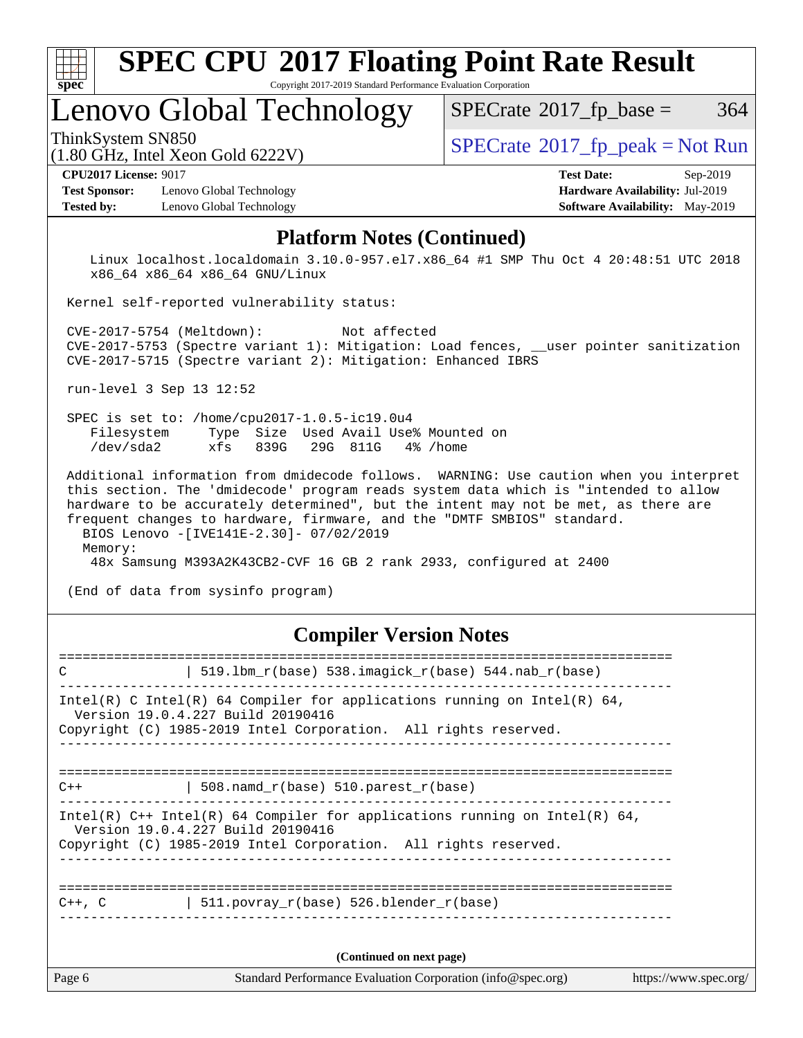## Platform Notes (Continued)

```
   Linux localhost.localdomain 3.10.0-957.el7.x86_64 #1 SMP Thu Oct 4 20:48:51 UTC 2018
   x86_64 x86_64 x86_64 GNU/Linux

 Kernel self-reported vulnerability status:

 CVE-2017-5754 (Meltdown):          Not affected
 CVE-2017-5753 (Spectre variant 1): Mitigation: Load fences, __user pointer sanitization
 CVE-2017-5715 (Spectre variant 2): Mitigation: Enhanced IBRS

 run-level 3 Sep 13 12:52

 SPEC is set to: /home/cpu2017-1.0.5-ic19.0u4
    Filesystem     Type  Size  Used Avail Use% Mounted on
    /dev/sda2      xfs   839G   29G  811G   4% /home

 Additional information from dmidecode follows.  WARNING: Use caution when you interpret
 this section. The 'dmidecode' program reads system data which is "intended to allow
 hardware to be accurately determined", but the intent may not be met, as there are
 frequent changes to hardware, firmware, and the "DMTF SMBIOS" standard.
   BIOS Lenovo -[IVE141E-2.30]- 07/02/2019
   Memory:
    48x Samsung M393A2K43CB2-CVF 16 GB 2 rank 2933, configured at 2400

 (End of data from sysinfo program)
```

## Compiler Version Notes

```
==============================================================================
C               | 519.lbm_r(base) 538.imagick_r(base) 544.nab_r(base)
------------------------------------------------------------------------------
Intel(R) C Intel(R) 64 Compiler for applications running on Intel(R) 64,
  Version 19.0.4.227 Build 20190416
Copyright (C) 1985-2019 Intel Corporation.  All rights reserved.
------------------------------------------------------------------------------

==============================================================================
C++             | 508.namd_r(base) 510.parest_r(base)
------------------------------------------------------------------------------
Intel(R) C++ Intel(R) 64 Compiler for applications running on Intel(R) 64,
  Version 19.0.4.227 Build 20190416
Copyright (C) 1985-2019 Intel Corporation.  All rights reserved.
------------------------------------------------------------------------------

==============================================================================
C++, C          | 511.povray_r(base) 526.blender_r(base)
------------------------------------------------------------------------------
```

(Continued on next page)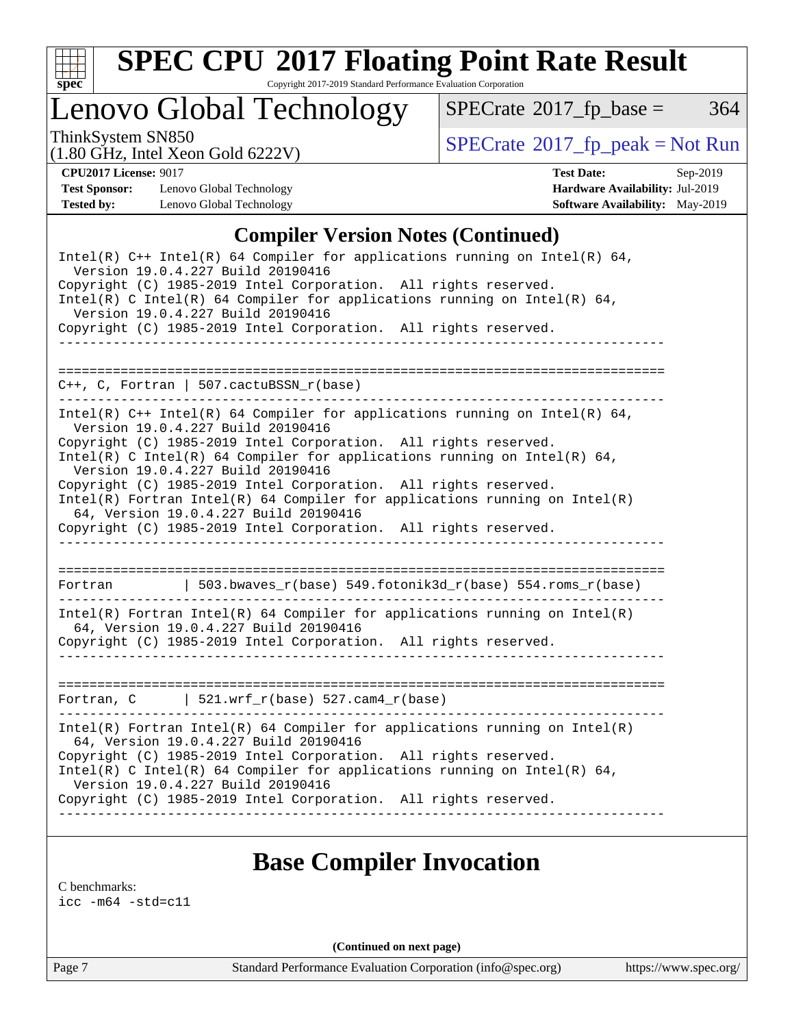## Compiler Version Notes (Continued)

```
Intel(R) C++ Intel(R) 64 Compiler for applications running on Intel(R) 64,
  Version 19.0.4.227 Build 20190416
Copyright (C) 1985-2019 Intel Corporation.  All rights reserved.
Intel(R) C Intel(R) 64 Compiler for applications running on Intel(R) 64,
  Version 19.0.4.227 Build 20190416
Copyright (C) 1985-2019 Intel Corporation.  All rights reserved.
------------------------------------------------------------------------------

==============================================================================
C++, C, Fortran | 507.cactuBSSN_r(base)
------------------------------------------------------------------------------
Intel(R) C++ Intel(R) 64 Compiler for applications running on Intel(R) 64,
  Version 19.0.4.227 Build 20190416
Copyright (C) 1985-2019 Intel Corporation.  All rights reserved.
Intel(R) C Intel(R) 64 Compiler for applications running on Intel(R) 64,
  Version 19.0.4.227 Build 20190416
Copyright (C) 1985-2019 Intel Corporation.  All rights reserved.
Intel(R) Fortran Intel(R) 64 Compiler for applications running on Intel(R)
  64, Version 19.0.4.227 Build 20190416
Copyright (C) 1985-2019 Intel Corporation.  All rights reserved.
------------------------------------------------------------------------------

==============================================================================
Fortran         | 503.bwaves_r(base) 549.fotonik3d_r(base) 554.roms_r(base)
------------------------------------------------------------------------------
Intel(R) Fortran Intel(R) 64 Compiler for applications running on Intel(R)
  64, Version 19.0.4.227 Build 20190416
Copyright (C) 1985-2019 Intel Corporation.  All rights reserved.
------------------------------------------------------------------------------

==============================================================================
Fortran, C      | 521.wrf_r(base) 527.cam4_r(base)
------------------------------------------------------------------------------
Intel(R) Fortran Intel(R) 64 Compiler for applications running on Intel(R)
  64, Version 19.0.4.227 Build 20190416
Copyright (C) 1985-2019 Intel Corporation.  All rights reserved.
Intel(R) C Intel(R) 64 Compiler for applications running on Intel(R) 64,
  Version 19.0.4.227 Build 20190416
Copyright (C) 1985-2019 Intel Corporation.  All rights reserved.
------------------------------------------------------------------------------
```

## Base Compiler Invocation

C benchmarks:
icc -m64 -std=c11

(Continued on next page)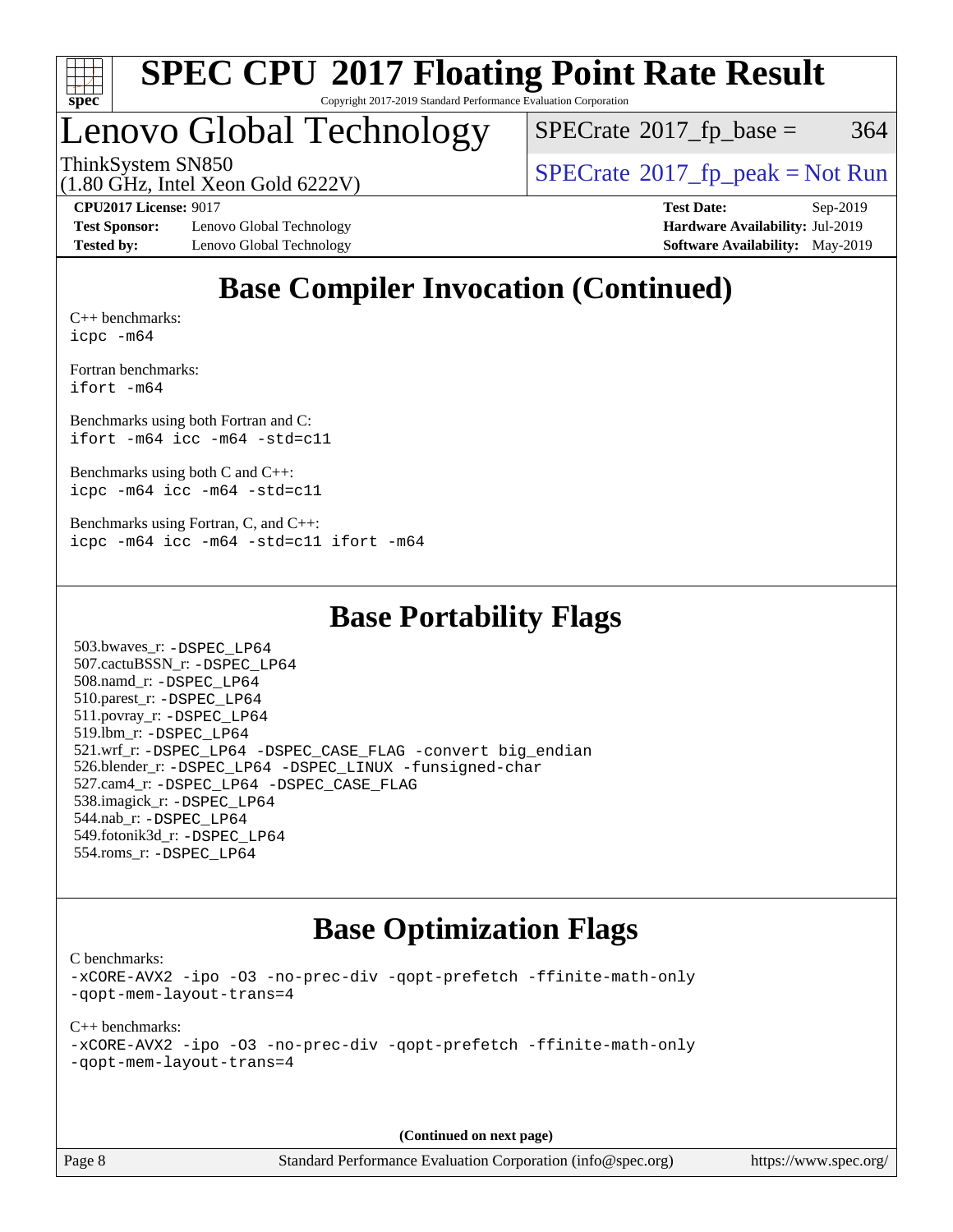# SPEC CPU 2017 Floating Point Rate Result

Copyright 2017-2019 Standard Performance Evaluation Corporation

## Lenovo Global Technology

ThinkSystem SN850
(1.80 GHz, Intel Xeon Gold 6222V)

SPECrate 2017_fp_base = 364

SPECrate 2017_fp_peak = Not Run

**CPU2017 License:** 9017
**Test Sponsor:** Lenovo Global Technology
**Tested by:** Lenovo Global Technology

**Test Date:** Sep-2019
**Hardware Availability:** Jul-2019
**Software Availability:** May-2019

## Base Compiler Invocation (Continued)

C++ benchmarks:
`icpc -m64`

Fortran benchmarks:
`ifort -m64`

Benchmarks using both Fortran and C:
`ifort -m64 icc -m64 -std=c11`

Benchmarks using both C and C++:
`icpc -m64 icc -m64 -std=c11`

Benchmarks using Fortran, C, and C++:
`icpc -m64 icc -m64 -std=c11 ifort -m64`

## Base Portability Flags

503.bwaves_r: `-DSPEC_LP64`
507.cactuBSSN_r: `-DSPEC_LP64`
508.namd_r: `-DSPEC_LP64`
510.parest_r: `-DSPEC_LP64`
511.povray_r: `-DSPEC_LP64`
519.lbm_r: `-DSPEC_LP64`
521.wrf_r: `-DSPEC_LP64 -DSPEC_CASE_FLAG -convert big_endian`
526.blender_r: `-DSPEC_LP64 -DSPEC_LINUX -funsigned-char`
527.cam4_r: `-DSPEC_LP64 -DSPEC_CASE_FLAG`
538.imagick_r: `-DSPEC_LP64`
544.nab_r: `-DSPEC_LP64`
549.fotonik3d_r: `-DSPEC_LP64`
554.roms_r: `-DSPEC_LP64`

## Base Optimization Flags

C benchmarks:
`-xCORE-AVX2 -ipo -O3 -no-prec-div -qopt-prefetch -ffinite-math-only -qopt-mem-layout-trans=4`

C++ benchmarks:
`-xCORE-AVX2 -ipo -O3 -no-prec-div -qopt-prefetch -ffinite-math-only -qopt-mem-layout-trans=4`

(Continued on next page)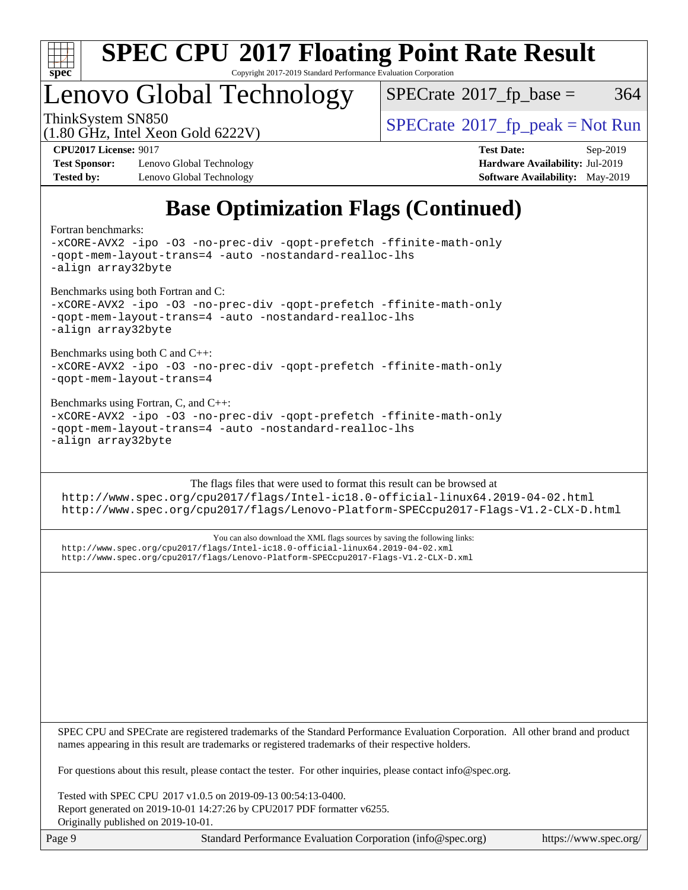# Base Optimization Flags (Continued)

Fortran benchmarks:
-xCORE-AVX2 -ipo -O3 -no-prec-div -qopt-prefetch -ffinite-math-only
-qopt-mem-layout-trans=4 -auto -nostandard-realloc-lhs
-align array32byte

Benchmarks using both Fortran and C:
-xCORE-AVX2 -ipo -O3 -no-prec-div -qopt-prefetch -ffinite-math-only
-qopt-mem-layout-trans=4 -auto -nostandard-realloc-lhs
-align array32byte

Benchmarks using both C and C++:
-xCORE-AVX2 -ipo -O3 -no-prec-div -qopt-prefetch -ffinite-math-only
-qopt-mem-layout-trans=4

Benchmarks using Fortran, C, and C++:
-xCORE-AVX2 -ipo -O3 -no-prec-div -qopt-prefetch -ffinite-math-only
-qopt-mem-layout-trans=4 -auto -nostandard-realloc-lhs
-align array32byte

The flags files that were used to format this result can be browsed at
http://www.spec.org/cpu2017/flags/Intel-ic18.0-official-linux64.2019-04-02.html
http://www.spec.org/cpu2017/flags/Lenovo-Platform-SPECcpu2017-Flags-V1.2-CLX-D.html

You can also download the XML flags sources by saving the following links:
http://www.spec.org/cpu2017/flags/Intel-ic18.0-official-linux64.2019-04-02.xml
http://www.spec.org/cpu2017/flags/Lenovo-Platform-SPECcpu2017-Flags-V1.2-CLX-D.xml

SPEC CPU and SPECrate are registered trademarks of the Standard Performance Evaluation Corporation. All other brand and product names appearing in this result are trademarks or registered trademarks of their respective holders.

For questions about this result, please contact the tester. For other inquiries, please contact info@spec.org.

Tested with SPEC CPU 2017 v1.0.5 on 2019-09-13 00:54:13-0400.
Report generated on 2019-10-01 14:27:26 by CPU2017 PDF formatter v6255.
Originally published on 2019-10-01.